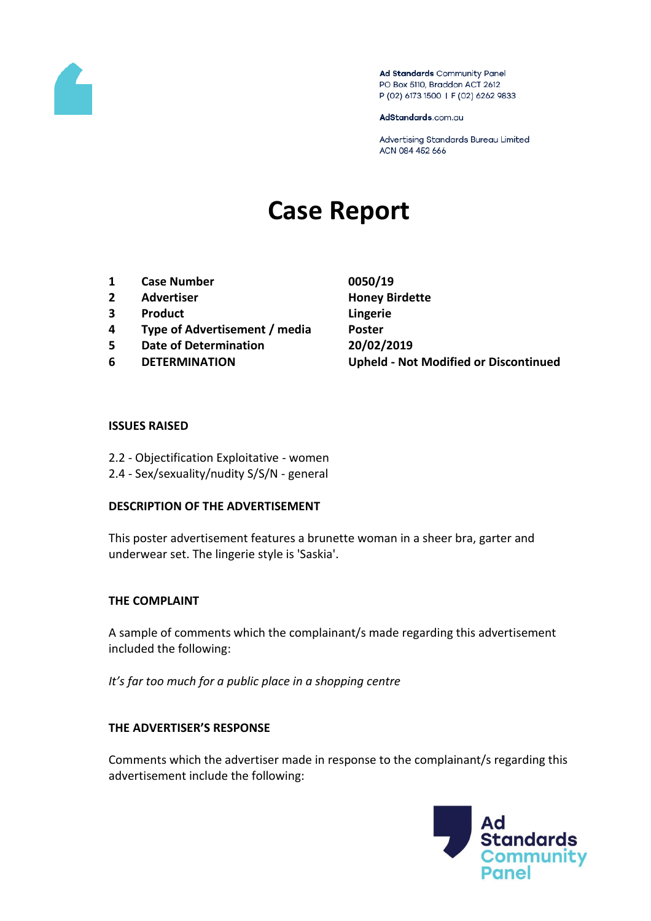Ad Standards Community Panel
PO Box 5110, Braddon ACT 2612
P (02) 6173 1500 | F (02) 6262 9833

AdStandards.com.au

Advertising Standards Bureau Limited
ACN 084 452 666

# Case Report

| | | |
|---|---|---|
| 1 | **Case Number** | **0050/19** |
| 2 | **Advertiser** | **Honey Birdette** |
| 3 | **Product** | **Lingerie** |
| 4 | **Type of Advertisement / media** | **Poster** |
| 5 | **Date of Determination** | **20/02/2019** |
| 6 | **DETERMINATION** | **Upheld - Not Modified or Discontinued** |

### ISSUES RAISED

2.2 - Objectification Exploitative - women
2.4 - Sex/sexuality/nudity S/S/N - general

### DESCRIPTION OF THE ADVERTISEMENT

This poster advertisement features a brunette woman in a sheer bra, garter and underwear set. The lingerie style is 'Saskia'.

### THE COMPLAINT

A sample of comments which the complainant/s made regarding this advertisement included the following:

*It's far too much for a public place in a shopping centre*

### THE ADVERTISER'S RESPONSE

Comments which the advertiser made in response to the complainant/s regarding this advertisement include the following: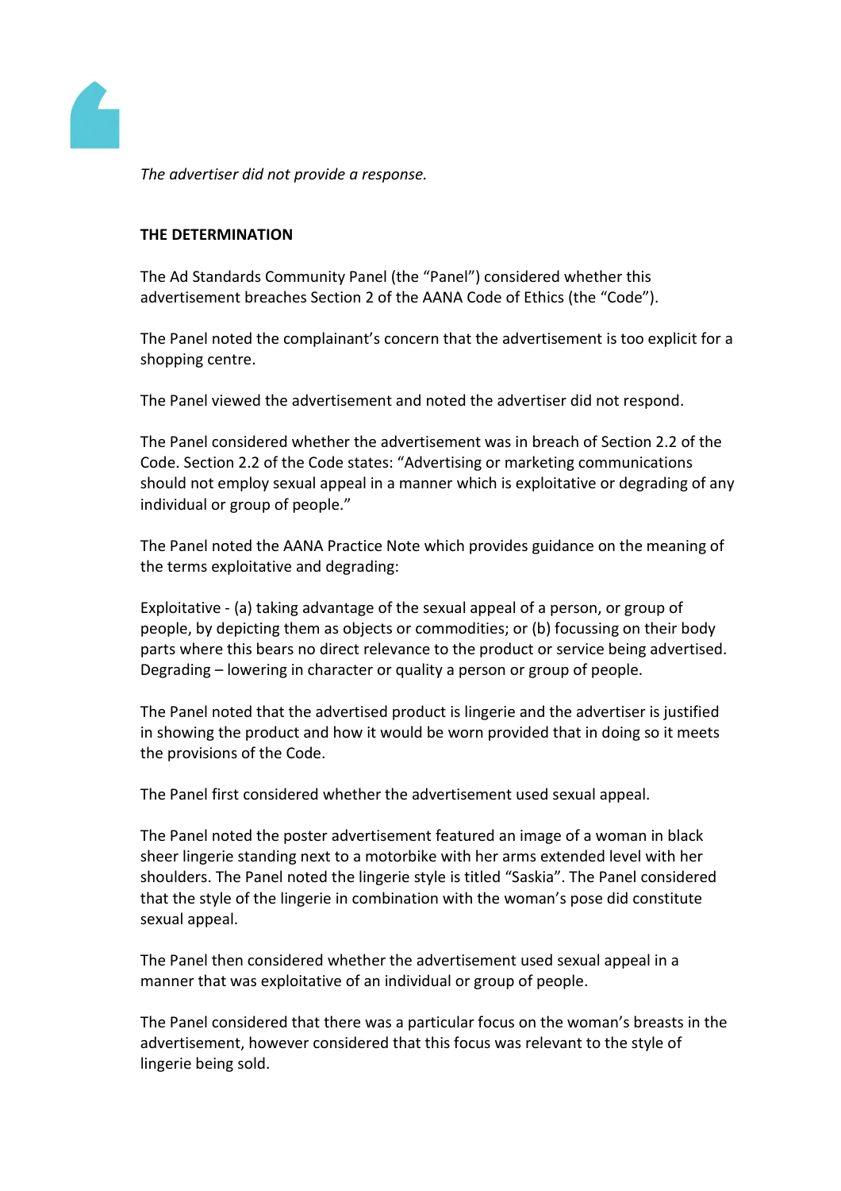*The advertiser did not provide a response.*

**THE DETERMINATION**

The Ad Standards Community Panel (the "Panel") considered whether this advertisement breaches Section 2 of the AANA Code of Ethics (the "Code").

The Panel noted the complainant's concern that the advertisement is too explicit for a shopping centre.

The Panel viewed the advertisement and noted the advertiser did not respond.

The Panel considered whether the advertisement was in breach of Section 2.2 of the Code. Section 2.2 of the Code states: "Advertising or marketing communications should not employ sexual appeal in a manner which is exploitative or degrading of any individual or group of people."

The Panel noted the AANA Practice Note which provides guidance on the meaning of the terms exploitative and degrading:

Exploitative - (a) taking advantage of the sexual appeal of a person, or group of people, by depicting them as objects or commodities; or (b) focussing on their body parts where this bears no direct relevance to the product or service being advertised. Degrading – lowering in character or quality a person or group of people.

The Panel noted that the advertised product is lingerie and the advertiser is justified in showing the product and how it would be worn provided that in doing so it meets the provisions of the Code.

The Panel first considered whether the advertisement used sexual appeal.

The Panel noted the poster advertisement featured an image of a woman in black sheer lingerie standing next to a motorbike with her arms extended level with her shoulders. The Panel noted the lingerie style is titled "Saskia". The Panel considered that the style of the lingerie in combination with the woman's pose did constitute sexual appeal.

The Panel then considered whether the advertisement used sexual appeal in a manner that was exploitative of an individual or group of people.

The Panel considered that there was a particular focus on the woman's breasts in the advertisement, however considered that this focus was relevant to the style of lingerie being sold.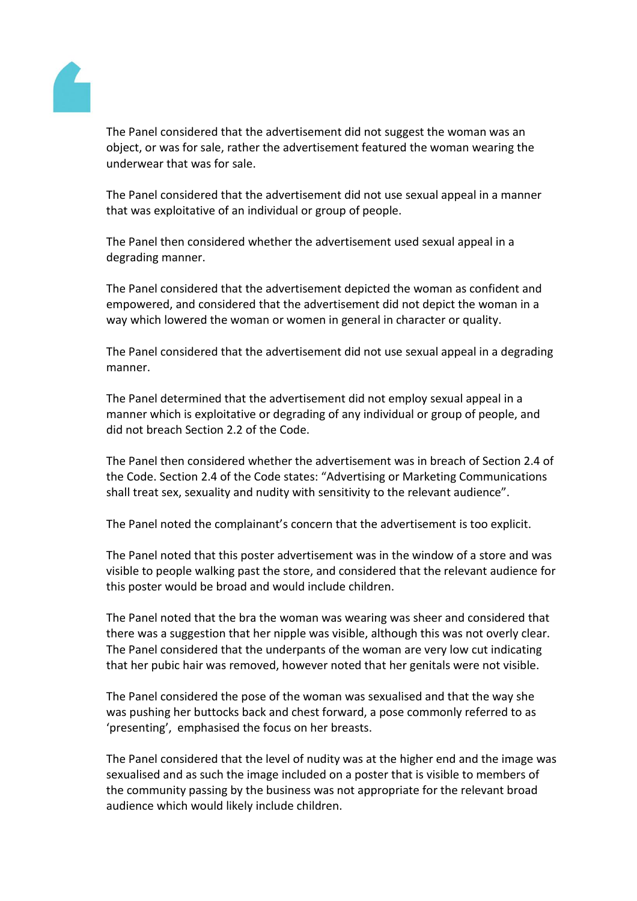The Panel considered that the advertisement did not suggest the woman was an object, or was for sale, rather the advertisement featured the woman wearing the underwear that was for sale.

The Panel considered that the advertisement did not use sexual appeal in a manner that was exploitative of an individual or group of people.

The Panel then considered whether the advertisement used sexual appeal in a degrading manner.

The Panel considered that the advertisement depicted the woman as confident and empowered, and considered that the advertisement did not depict the woman in a way which lowered the woman or women in general in character or quality.

The Panel considered that the advertisement did not use sexual appeal in a degrading manner.

The Panel determined that the advertisement did not employ sexual appeal in a manner which is exploitative or degrading of any individual or group of people, and did not breach Section 2.2 of the Code.

The Panel then considered whether the advertisement was in breach of Section 2.4 of the Code. Section 2.4 of the Code states: “Advertising or Marketing Communications shall treat sex, sexuality and nudity with sensitivity to the relevant audience”.

The Panel noted the complainant’s concern that the advertisement is too explicit.

The Panel noted that this poster advertisement was in the window of a store and was visible to people walking past the store, and considered that the relevant audience for this poster would be broad and would include children.

The Panel noted that the bra the woman was wearing was sheer and considered that there was a suggestion that her nipple was visible, although this was not overly clear. The Panel considered that the underpants of the woman are very low cut indicating that her pubic hair was removed, however noted that her genitals were not visible.

The Panel considered the pose of the woman was sexualised and that the way she was pushing her buttocks back and chest forward, a pose commonly referred to as ‘presenting’, emphasised the focus on her breasts.

The Panel considered that the level of nudity was at the higher end and the image was sexualised and as such the image included on a poster that is visible to members of the community passing by the business was not appropriate for the relevant broad audience which would likely include children.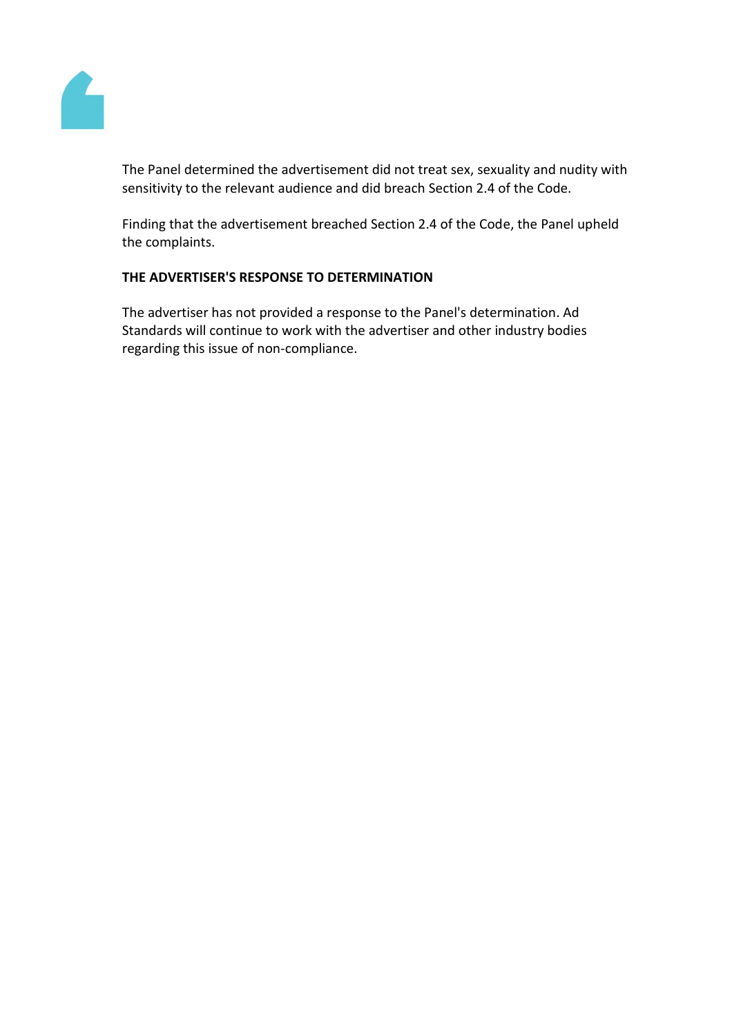The Panel determined the advertisement did not treat sex, sexuality and nudity with sensitivity to the relevant audience and did breach Section 2.4 of the Code.

Finding that the advertisement breached Section 2.4 of the Code, the Panel upheld the complaints.

**THE ADVERTISER'S RESPONSE TO DETERMINATION**

The advertiser has not provided a response to the Panel's determination. Ad Standards will continue to work with the advertiser and other industry bodies regarding this issue of non-compliance.